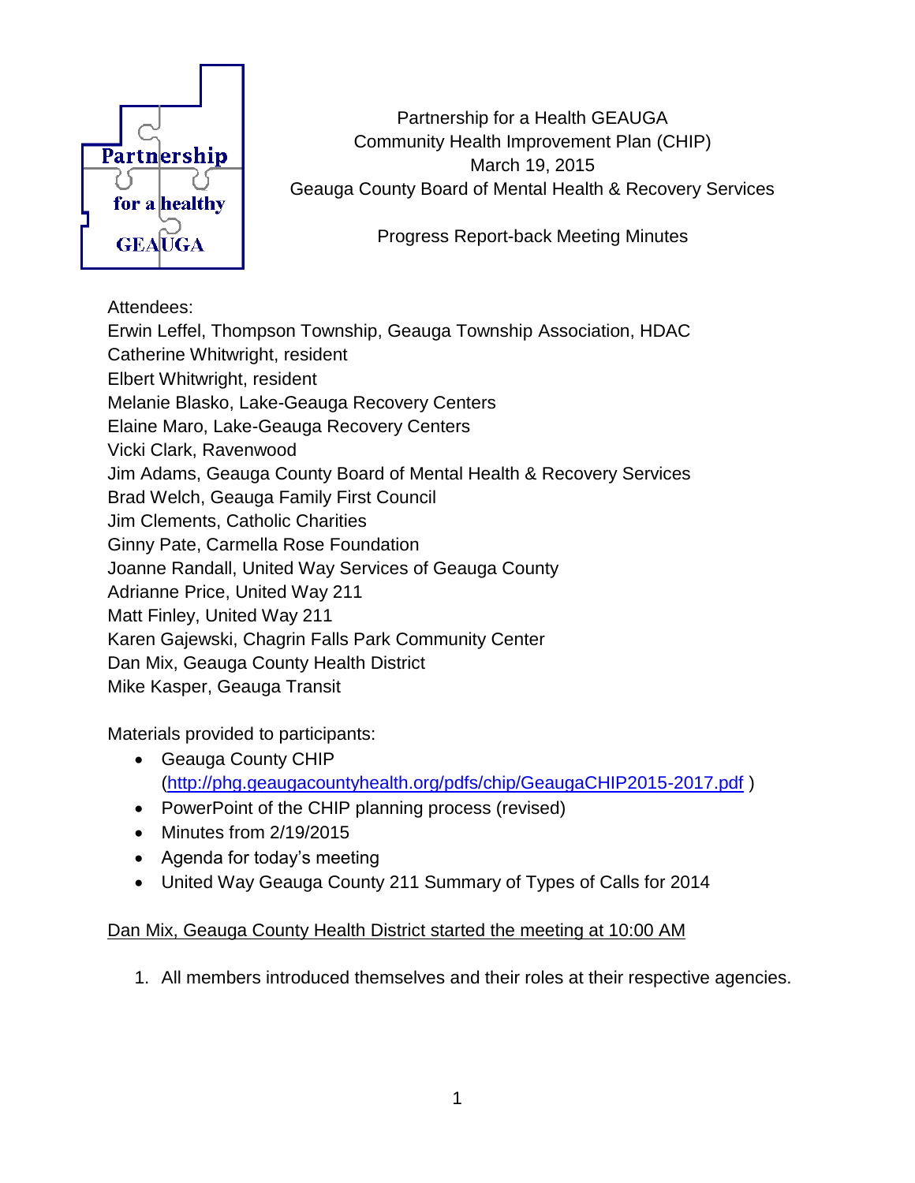Partnership for a Health GEAUGA
Community Health Improvement Plan (CHIP)
March 19, 2015
Geauga County Board of Mental Health & Recovery Services

Progress Report-back Meeting Minutes

Attendees:
Erwin Leffel, Thompson Township, Geauga Township Association, HDAC
Catherine Whitwright, resident
Elbert Whitwright, resident
Melanie Blasko, Lake-Geauga Recovery Centers
Elaine Maro, Lake-Geauga Recovery Centers
Vicki Clark, Ravenwood
Jim Adams, Geauga County Board of Mental Health & Recovery Services
Brad Welch, Geauga Family First Council
Jim Clements, Catholic Charities
Ginny Pate, Carmella Rose Foundation
Joanne Randall, United Way Services of Geauga County
Adrianne Price, United Way 211
Matt Finley, United Way 211
Karen Gajewski, Chagrin Falls Park Community Center
Dan Mix, Geauga County Health District
Mike Kasper, Geauga Transit

Materials provided to participants:

- Geauga County CHIP (http://phg.geaugacountyhealth.org/pdfs/chip/GeaugaCHIP2015-2017.pdf )
- PowerPoint of the CHIP planning process (revised)
- Minutes from 2/19/2015
- Agenda for today's meeting
- United Way Geauga County 211 Summary of Types of Calls for 2014

Dan Mix, Geauga County Health District started the meeting at 10:00 AM

1. All members introduced themselves and their roles at their respective agencies.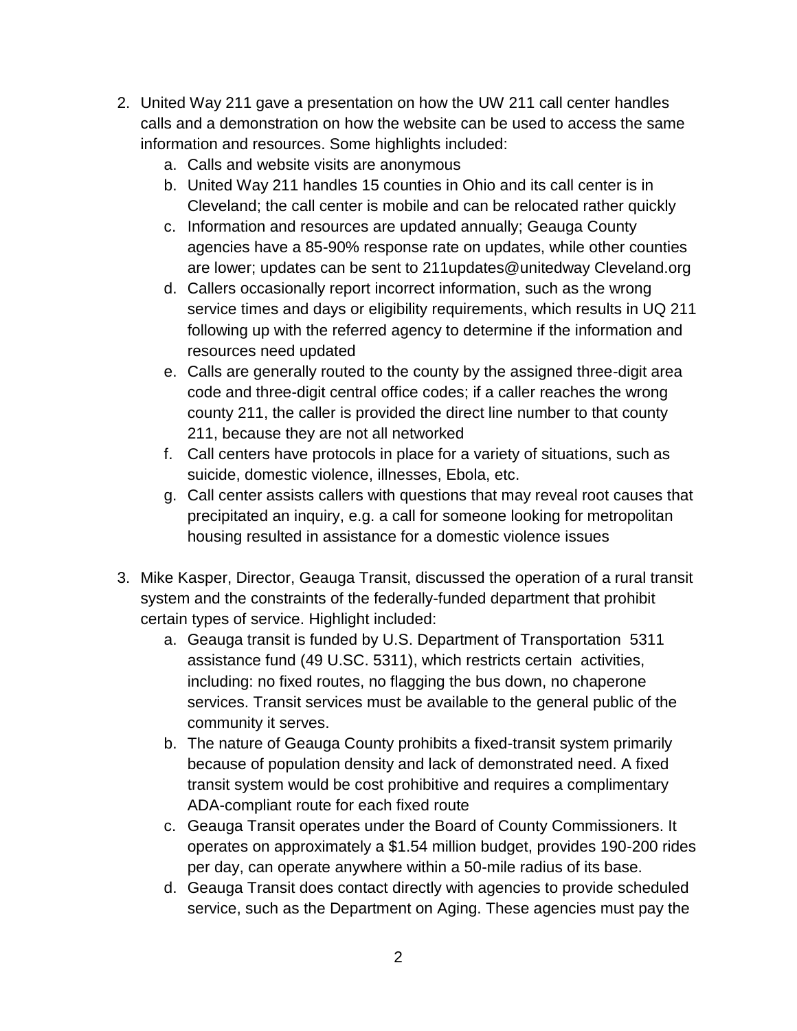2. United Way 211 gave a presentation on how the UW 211 call center handles calls and a demonstration on how the website can be used to access the same information and resources. Some highlights included:
    a. Calls and website visits are anonymous
    b. United Way 211 handles 15 counties in Ohio and its call center is in Cleveland; the call center is mobile and can be relocated rather quickly
    c. Information and resources are updated annually; Geauga County agencies have a 85-90% response rate on updates, while other counties are lower; updates can be sent to 211updates@unitedway Cleveland.org
    d. Callers occasionally report incorrect information, such as the wrong service times and days or eligibility requirements, which results in UQ 211 following up with the referred agency to determine if the information and resources need updated
    e. Calls are generally routed to the county by the assigned three-digit area code and three-digit central office codes; if a caller reaches the wrong county 211, the caller is provided the direct line number to that county 211, because they are not all networked
    f. Call centers have protocols in place for a variety of situations, such as suicide, domestic violence, illnesses, Ebola, etc.
    g. Call center assists callers with questions that may reveal root causes that precipitated an inquiry, e.g. a call for someone looking for metropolitan housing resulted in assistance for a domestic violence issues

3. Mike Kasper, Director, Geauga Transit, discussed the operation of a rural transit system and the constraints of the federally-funded department that prohibit certain types of service. Highlight included:
    a. Geauga transit is funded by U.S. Department of Transportation 5311 assistance fund (49 U.SC. 5311), which restricts certain activities, including: no fixed routes, no flagging the bus down, no chaperone services. Transit services must be available to the general public of the community it serves.
    b. The nature of Geauga County prohibits a fixed-transit system primarily because of population density and lack of demonstrated need. A fixed transit system would be cost prohibitive and requires a complimentary ADA-compliant route for each fixed route
    c. Geauga Transit operates under the Board of County Commissioners. It operates on approximately a $1.54 million budget, provides 190-200 rides per day, can operate anywhere within a 50-mile radius of its base.
    d. Geauga Transit does contact directly with agencies to provide scheduled service, such as the Department on Aging. These agencies must pay the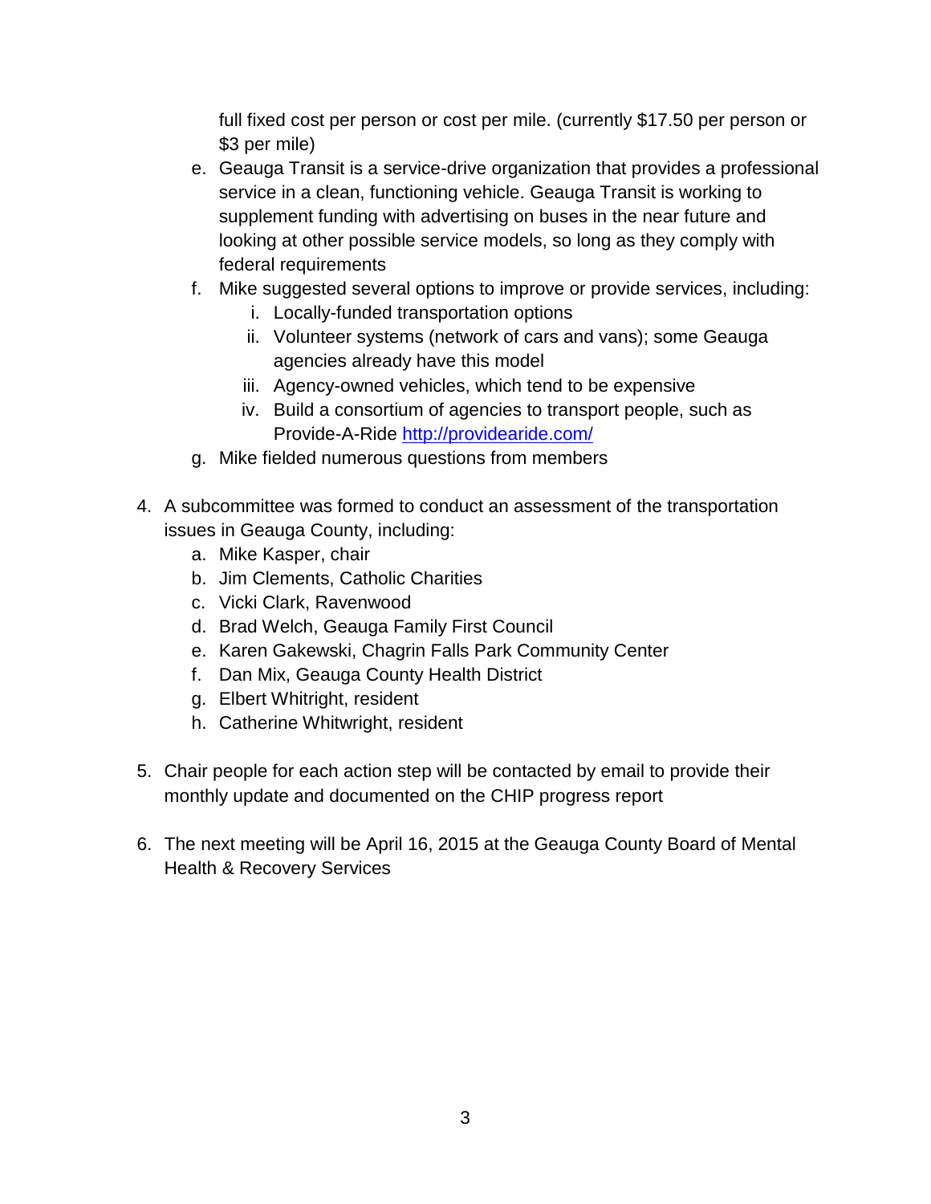full fixed cost per person or cost per mile. (currently $17.50 per person or $3 per mile)

   e. Geauga Transit is a service-drive organization that provides a professional service in a clean, functioning vehicle. Geauga Transit is working to supplement funding with advertising on buses in the near future and looking at other possible service models, so long as they comply with federal requirements
   f. Mike suggested several options to improve or provide services, including:
      i. Locally-funded transportation options
      ii. Volunteer systems (network of cars and vans); some Geauga agencies already have this model
      iii. Agency-owned vehicles, which tend to be expensive
      iv. Build a consortium of agencies to transport people, such as Provide-A-Ride http://providearide.com/
   g. Mike fielded numerous questions from members

4. A subcommittee was formed to conduct an assessment of the transportation issues in Geauga County, including:
   a. Mike Kasper, chair
   b. Jim Clements, Catholic Charities
   c. Vicki Clark, Ravenwood
   d. Brad Welch, Geauga Family First Council
   e. Karen Gakewski, Chagrin Falls Park Community Center
   f. Dan Mix, Geauga County Health District
   g. Elbert Whitright, resident
   h. Catherine Whitwright, resident

5. Chair people for each action step will be contacted by email to provide their monthly update and documented on the CHIP progress report

6. The next meeting will be April 16, 2015 at the Geauga County Board of Mental Health & Recovery Services